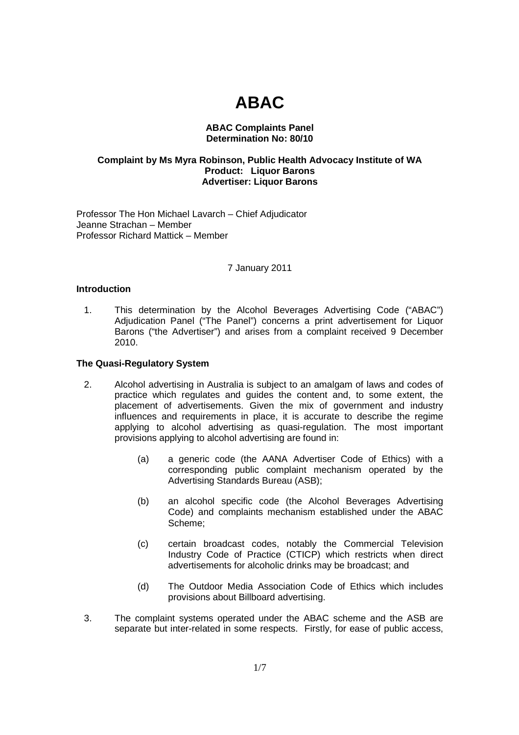# ABAC

**ABAC Complaints Panel**
**Determination No: 80/10**

**Complaint by Ms Myra Robinson, Public Health Advocacy Institute of WA**
**Product: Liquor Barons**
**Advertiser: Liquor Barons**

Professor The Hon Michael Lavarch – Chief Adjudicator
Jeanne Strachan – Member
Professor Richard Mattick – Member

7 January 2011

**Introduction**

1. This determination by the Alcohol Beverages Advertising Code ("ABAC") Adjudication Panel ("The Panel") concerns a print advertisement for Liquor Barons ("the Advertiser") and arises from a complaint received 9 December 2010.

**The Quasi-Regulatory System**

2. Alcohol advertising in Australia is subject to an amalgam of laws and codes of practice which regulates and guides the content and, to some extent, the placement of advertisements. Given the mix of government and industry influences and requirements in place, it is accurate to describe the regime applying to alcohol advertising as quasi-regulation. The most important provisions applying to alcohol advertising are found in:

   (a) a generic code (the AANA Advertiser Code of Ethics) with a corresponding public complaint mechanism operated by the Advertising Standards Bureau (ASB);

   (b) an alcohol specific code (the Alcohol Beverages Advertising Code) and complaints mechanism established under the ABAC Scheme;

   (c) certain broadcast codes, notably the Commercial Television Industry Code of Practice (CTICP) which restricts when direct advertisements for alcoholic drinks may be broadcast; and

   (d) The Outdoor Media Association Code of Ethics which includes provisions about Billboard advertising.

3. The complaint systems operated under the ABAC scheme and the ASB are separate but inter-related in some respects. Firstly, for ease of public access,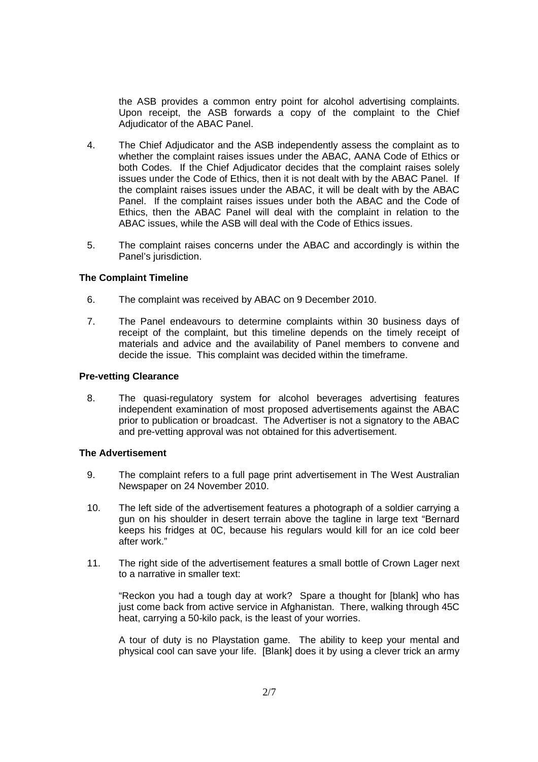the ASB provides a common entry point for alcohol advertising complaints. Upon receipt, the ASB forwards a copy of the complaint to the Chief Adjudicator of the ABAC Panel.

4. The Chief Adjudicator and the ASB independently assess the complaint as to whether the complaint raises issues under the ABAC, AANA Code of Ethics or both Codes. If the Chief Adjudicator decides that the complaint raises solely issues under the Code of Ethics, then it is not dealt with by the ABAC Panel. If the complaint raises issues under the ABAC, it will be dealt with by the ABAC Panel. If the complaint raises issues under both the ABAC and the Code of Ethics, then the ABAC Panel will deal with the complaint in relation to the ABAC issues, while the ASB will deal with the Code of Ethics issues.

5. The complaint raises concerns under the ABAC and accordingly is within the Panel's jurisdiction.

**The Complaint Timeline**

6. The complaint was received by ABAC on 9 December 2010.

7. The Panel endeavours to determine complaints within 30 business days of receipt of the complaint, but this timeline depends on the timely receipt of materials and advice and the availability of Panel members to convene and decide the issue. This complaint was decided within the timeframe.

**Pre-vetting Clearance**

8. The quasi-regulatory system for alcohol beverages advertising features independent examination of most proposed advertisements against the ABAC prior to publication or broadcast. The Advertiser is not a signatory to the ABAC and pre-vetting approval was not obtained for this advertisement.

**The Advertisement**

9. The complaint refers to a full page print advertisement in The West Australian Newspaper on 24 November 2010.

10. The left side of the advertisement features a photograph of a soldier carrying a gun on his shoulder in desert terrain above the tagline in large text "Bernard keeps his fridges at 0C, because his regulars would kill for an ice cold beer after work."

11. The right side of the advertisement features a small bottle of Crown Lager next to a narrative in smaller text:

    "Reckon you had a tough day at work? Spare a thought for [blank] who has just come back from active service in Afghanistan. There, walking through 45C heat, carrying a 50-kilo pack, is the least of your worries.

    A tour of duty is no Playstation game. The ability to keep your mental and physical cool can save your life. [Blank] does it by using a clever trick an army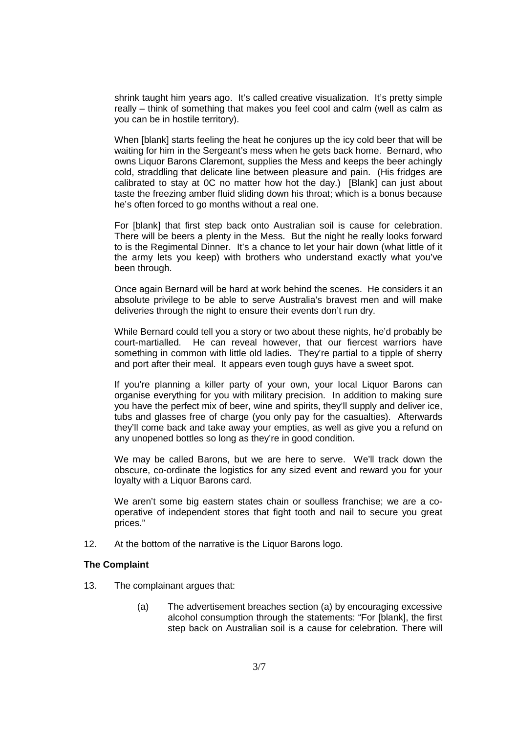shrink taught him years ago. It's called creative visualization. It's pretty simple really – think of something that makes you feel cool and calm (well as calm as you can be in hostile territory).

When [blank] starts feeling the heat he conjures up the icy cold beer that will be waiting for him in the Sergeant's mess when he gets back home. Bernard, who owns Liquor Barons Claremont, supplies the Mess and keeps the beer achingly cold, straddling that delicate line between pleasure and pain. (His fridges are calibrated to stay at 0C no matter how hot the day.) [Blank] can just about taste the freezing amber fluid sliding down his throat; which is a bonus because he's often forced to go months without a real one.

For [blank] that first step back onto Australian soil is cause for celebration. There will be beers a plenty in the Mess. But the night he really looks forward to is the Regimental Dinner. It's a chance to let your hair down (what little of it the army lets you keep) with brothers who understand exactly what you've been through.

Once again Bernard will be hard at work behind the scenes. He considers it an absolute privilege to be able to serve Australia's bravest men and will make deliveries through the night to ensure their events don't run dry.

While Bernard could tell you a story or two about these nights, he'd probably be court-martialled. He can reveal however, that our fiercest warriors have something in common with little old ladies. They're partial to a tipple of sherry and port after their meal. It appears even tough guys have a sweet spot.

If you're planning a killer party of your own, your local Liquor Barons can organise everything for you with military precision. In addition to making sure you have the perfect mix of beer, wine and spirits, they'll supply and deliver ice, tubs and glasses free of charge (you only pay for the casualties). Afterwards they'll come back and take away your empties, as well as give you a refund on any unopened bottles so long as they're in good condition.

We may be called Barons, but we are here to serve. We'll track down the obscure, co-ordinate the logistics for any sized event and reward you for your loyalty with a Liquor Barons card.

We aren't some big eastern states chain or soulless franchise; we are a co-operative of independent stores that fight tooth and nail to secure you great prices."

12. At the bottom of the narrative is the Liquor Barons logo.

**The Complaint**

13. The complainant argues that:

    (a) The advertisement breaches section (a) by encouraging excessive alcohol consumption through the statements: "For [blank], the first step back on Australian soil is a cause for celebration. There will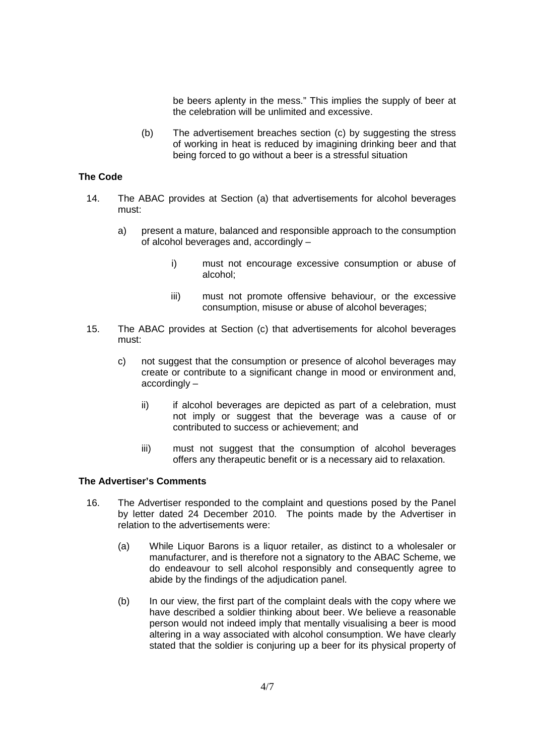be beers aplenty in the mess." This implies the supply of beer at the celebration will be unlimited and excessive.

(b) The advertisement breaches section (c) by suggesting the stress of working in heat is reduced by imagining drinking beer and that being forced to go without a beer is a stressful situation

### The Code

14. The ABAC provides at Section (a) that advertisements for alcohol beverages must:

    a) present a mature, balanced and responsible approach to the consumption of alcohol beverages and, accordingly –

        i) must not encourage excessive consumption or abuse of alcohol;

        iii) must not promote offensive behaviour, or the excessive consumption, misuse or abuse of alcohol beverages;

15. The ABAC provides at Section (c) that advertisements for alcohol beverages must:

    c) not suggest that the consumption or presence of alcohol beverages may create or contribute to a significant change in mood or environment and, accordingly –

        ii) if alcohol beverages are depicted as part of a celebration, must not imply or suggest that the beverage was a cause of or contributed to success or achievement; and

        iii) must not suggest that the consumption of alcohol beverages offers any therapeutic benefit or is a necessary aid to relaxation.

### The Advertiser's Comments

16. The Advertiser responded to the complaint and questions posed by the Panel by letter dated 24 December 2010. The points made by the Advertiser in relation to the advertisements were:

    (a) While Liquor Barons is a liquor retailer, as distinct to a wholesaler or manufacturer, and is therefore not a signatory to the ABAC Scheme, we do endeavour to sell alcohol responsibly and consequently agree to abide by the findings of the adjudication panel.

    (b) In our view, the first part of the complaint deals with the copy where we have described a soldier thinking about beer. We believe a reasonable person would not indeed imply that mentally visualising a beer is mood altering in a way associated with alcohol consumption. We have clearly stated that the soldier is conjuring up a beer for its physical property of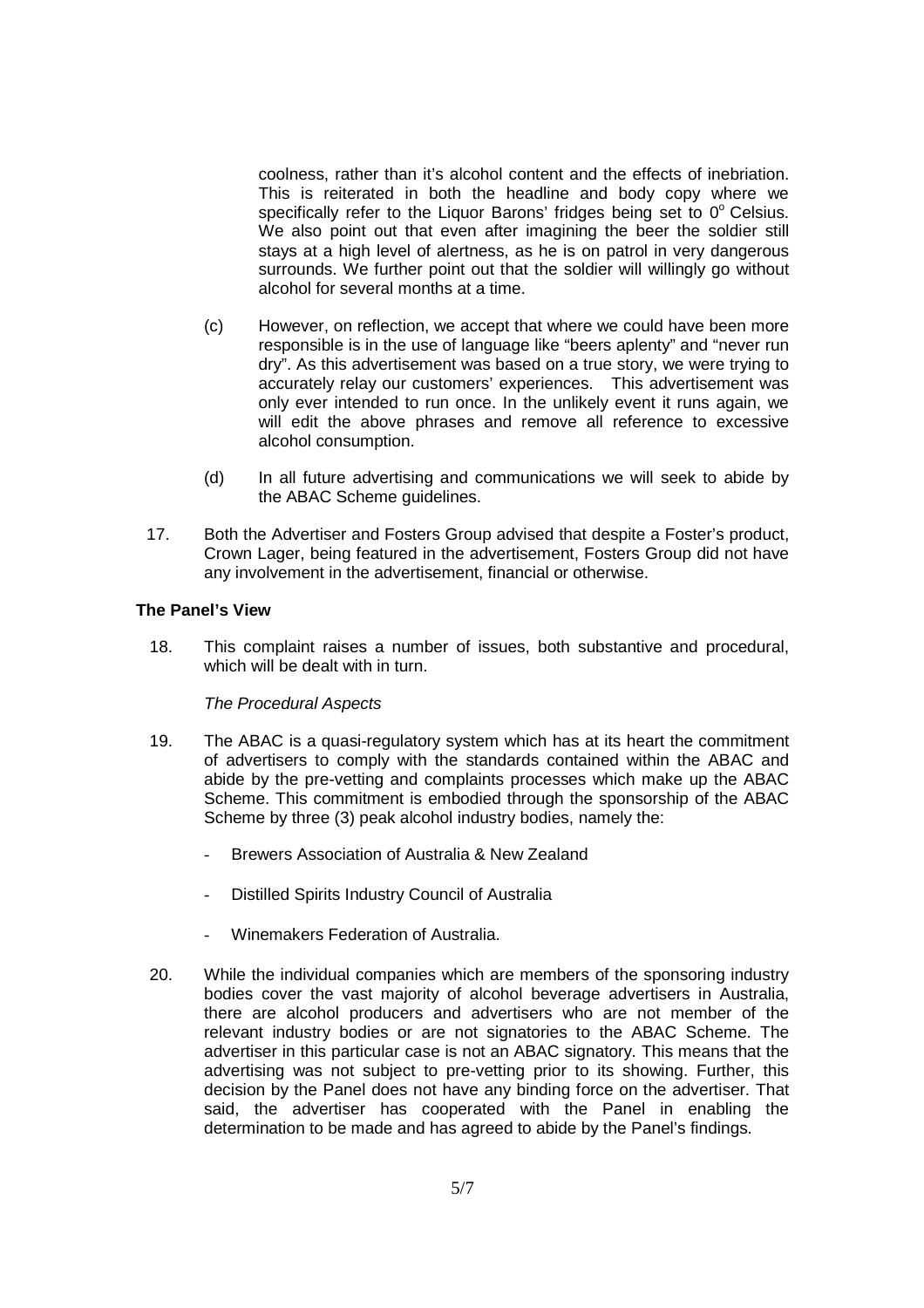coolness, rather than it's alcohol content and the effects of inebriation. This is reiterated in both the headline and body copy where we specifically refer to the Liquor Barons' fridges being set to $0^o$ Celsius. We also point out that even after imagining the beer the soldier still stays at a high level of alertness, as he is on patrol in very dangerous surrounds. We further point out that the soldier will willingly go without alcohol for several months at a time.

(c) However, on reflection, we accept that where we could have been more responsible is in the use of language like "beers aplenty" and "never run dry". As this advertisement was based on a true story, we were trying to accurately relay our customers' experiences. This advertisement was only ever intended to run once. In the unlikely event it runs again, we will edit the above phrases and remove all reference to excessive alcohol consumption.

(d) In all future advertising and communications we will seek to abide by the ABAC Scheme guidelines.

17. Both the Advertiser and Fosters Group advised that despite a Foster's product, Crown Lager, being featured in the advertisement, Fosters Group did not have any involvement in the advertisement, financial or otherwise.

**The Panel's View**

18. This complaint raises a number of issues, both substantive and procedural, which will be dealt with in turn.

*The Procedural Aspects*

19. The ABAC is a quasi-regulatory system which has at its heart the commitment of advertisers to comply with the standards contained within the ABAC and abide by the pre-vetting and complaints processes which make up the ABAC Scheme. This commitment is embodied through the sponsorship of the ABAC Scheme by three (3) peak alcohol industry bodies, namely the:

- Brewers Association of Australia & New Zealand
- Distilled Spirits Industry Council of Australia
- Winemakers Federation of Australia.

20. While the individual companies which are members of the sponsoring industry bodies cover the vast majority of alcohol beverage advertisers in Australia, there are alcohol producers and advertisers who are not member of the relevant industry bodies or are not signatories to the ABAC Scheme. The advertiser in this particular case is not an ABAC signatory. This means that the advertising was not subject to pre-vetting prior to its showing. Further, this decision by the Panel does not have any binding force on the advertiser. That said, the advertiser has cooperated with the Panel in enabling the determination to be made and has agreed to abide by the Panel's findings.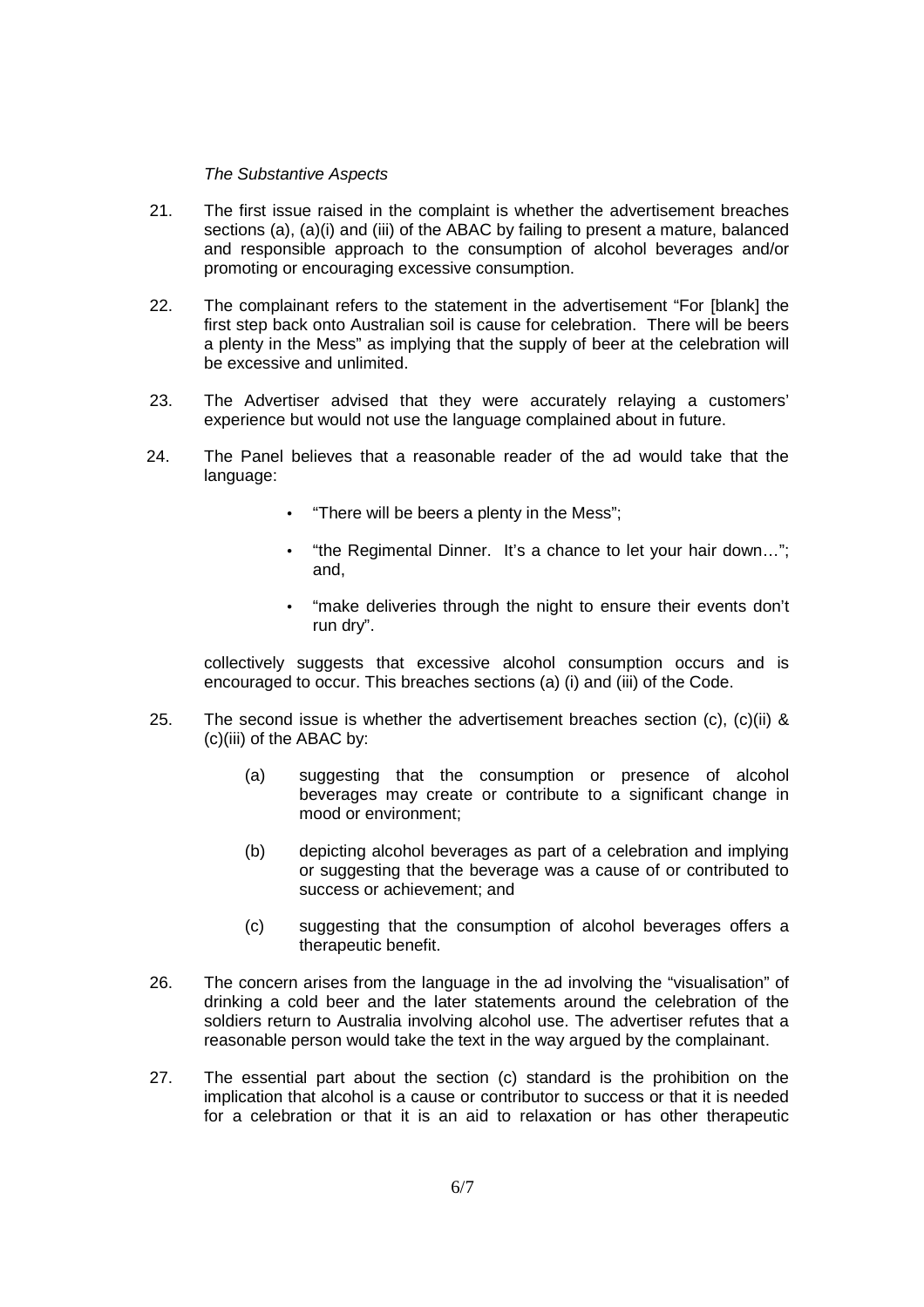*The Substantive Aspects*

21. The first issue raised in the complaint is whether the advertisement breaches sections (a), (a)(i) and (iii) of the ABAC by failing to present a mature, balanced and responsible approach to the consumption of alcohol beverages and/or promoting or encouraging excessive consumption.

22. The complainant refers to the statement in the advertisement "For [blank] the first step back onto Australian soil is cause for celebration. There will be beers a plenty in the Mess" as implying that the supply of beer at the celebration will be excessive and unlimited.

23. The Advertiser advised that they were accurately relaying a customers' experience but would not use the language complained about in future.

24. The Panel believes that a reasonable reader of the ad would take that the language:

    - "There will be beers a plenty in the Mess";
    - "the Regimental Dinner. It's a chance to let your hair down…"; and,
    - "make deliveries through the night to ensure their events don't run dry".

    collectively suggests that excessive alcohol consumption occurs and is encouraged to occur. This breaches sections (a) (i) and (iii) of the Code.

25. The second issue is whether the advertisement breaches section (c), (c)(ii) & (c)(iii) of the ABAC by:

    (a) suggesting that the consumption or presence of alcohol beverages may create or contribute to a significant change in mood or environment;

    (b) depicting alcohol beverages as part of a celebration and implying or suggesting that the beverage was a cause of or contributed to success or achievement; and

    (c) suggesting that the consumption of alcohol beverages offers a therapeutic benefit.

26. The concern arises from the language in the ad involving the "visualisation" of drinking a cold beer and the later statements around the celebration of the soldiers return to Australia involving alcohol use. The advertiser refutes that a reasonable person would take the text in the way argued by the complainant.

27. The essential part about the section (c) standard is the prohibition on the implication that alcohol is a cause or contributor to success or that it is needed for a celebration or that it is an aid to relaxation or has other therapeutic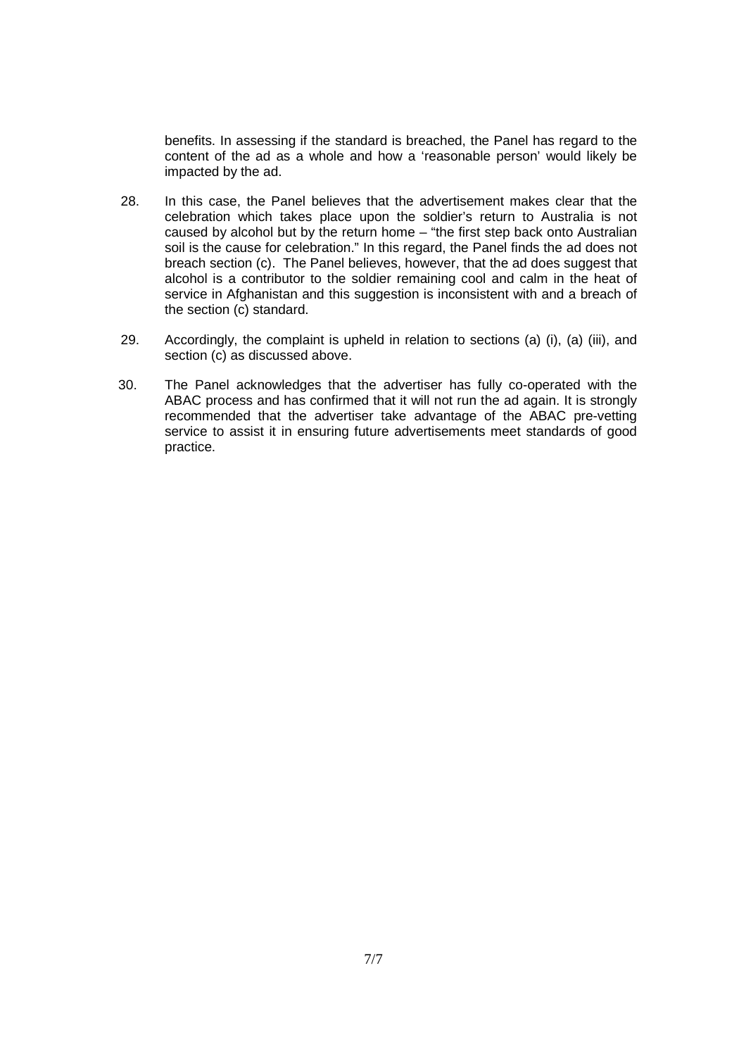benefits. In assessing if the standard is breached, the Panel has regard to the content of the ad as a whole and how a 'reasonable person' would likely be impacted by the ad.

28. In this case, the Panel believes that the advertisement makes clear that the celebration which takes place upon the soldier's return to Australia is not caused by alcohol but by the return home – "the first step back onto Australian soil is the cause for celebration." In this regard, the Panel finds the ad does not breach section (c). The Panel believes, however, that the ad does suggest that alcohol is a contributor to the soldier remaining cool and calm in the heat of service in Afghanistan and this suggestion is inconsistent with and a breach of the section (c) standard.

29. Accordingly, the complaint is upheld in relation to sections (a) (i), (a) (iii), and section (c) as discussed above.

30. The Panel acknowledges that the advertiser has fully co-operated with the ABAC process and has confirmed that it will not run the ad again. It is strongly recommended that the advertiser take advantage of the ABAC pre-vetting service to assist it in ensuring future advertisements meet standards of good practice.